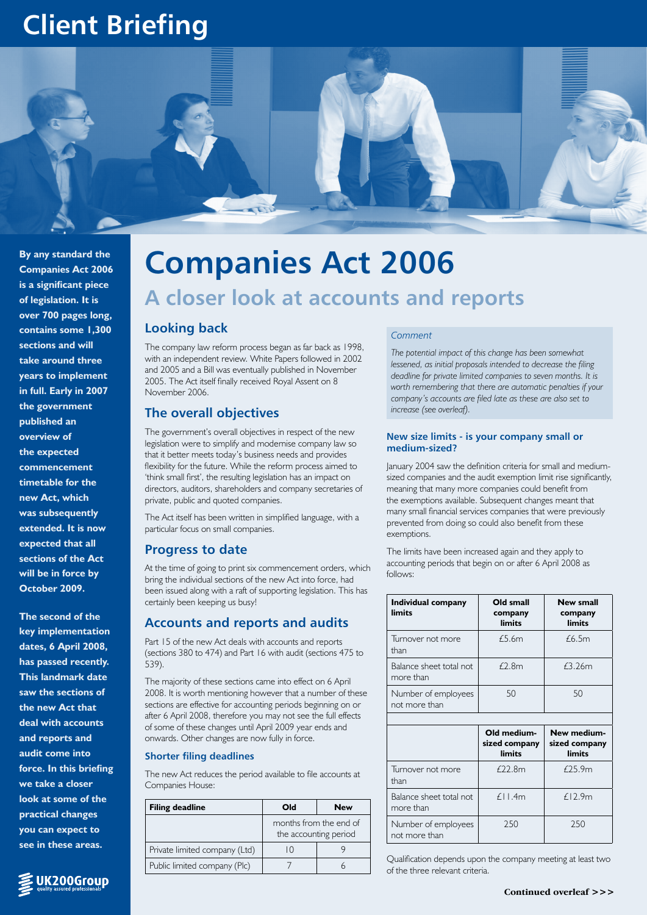# Client Briefing

**By any standard the Companies Act 2006 is a significant piece of legislation. It is over 700 pages long, contains some 1,300 sections and will take around three years to implement in full. Early in 2007 the government published an overview of the expected commencement timetable for the new Act, which was subsequently extended. It is now expected that all sections of the Act will be in force by October 2009.**

**The second of the key implementation dates, 6 April 2008, has passed recently. This landmark date saw the sections of the new Act that deal with accounts and reports and audit come into force. In this briefing we take a closer look at some of the practical changes you can expect to see in these areas.**

# Companies Act 2006

## A closer look at accounts and reports

## Looking back

The company law reform process began as far back as 1998, with an independent review. White Papers followed in 2002 and 2005 and a Bill was eventually published in November 2005. The Act itself finally received Royal Assent on 8 November 2006.

## The overall objectives

The government's overall objectives in respect of the new legislation were to simplify and modernise company law so that it better meets today's business needs and provides flexibility for the future. While the reform process aimed to 'think small first', the resulting legislation has an impact on directors, auditors, shareholders and company secretaries of private, public and quoted companies.

The Act itself has been written in simplified language, with a particular focus on small companies.

## Progress to date

At the time of going to print six commencement orders, which bring the individual sections of the new Act into force, had been issued along with a raft of supporting legislation. This has certainly been keeping us busy!

## Accounts and reports and audits

Part 15 of the new Act deals with accounts and reports (sections 380 to 474) and Part 16 with audit (sections 475 to 539).

The majority of these sections came into effect on 6 April 2008. It is worth mentioning however that a number of these sections are effective for accounting periods beginning on or after 6 April 2008, therefore you may not see the full effects of some of these changes until April 2009 year ends and onwards. Other changes are now fully in force.

### Shorter filing deadlines

The new Act reduces the period available to file accounts at Companies House:

| Filing deadline | Old | New |
|---|---|---|
| | months from the end of the accounting period | |
| Private limited company (Ltd) | 10 | 9 |
| Public limited company (Plc) | 7 | 6 |

*Comment*

*The potential impact of this change has been somewhat lessened, as initial proposals intended to decrease the filing deadline for private limited companies to seven months. It is worth remembering that there are automatic penalties if your company's accounts are filed late as these are also set to increase (see overleaf).*

### New size limits - is your company small or medium-sized?

January 2004 saw the definition criteria for small and medium-sized companies and the audit exemption limit rise significantly, meaning that many more companies could benefit from the exemptions available. Subsequent changes meant that many small financial services companies that were previously prevented from doing so could also benefit from these exemptions.

The limits have been increased again and they apply to accounting periods that begin on or after 6 April 2008 as follows:

| Individual company limits | Old small company limits | New small company limits |
|---|---|---|
| Turnover not more than | £5.6m | £6.5m |
| Balance sheet total not more than | £2.8m | £3.26m |
| Number of employees not more than | 50 | 50 |
| | **Old medium-sized company limits** | **New medium-sized company limits** |
| Turnover not more than | £22.8m | £25.9m |
| Balance sheet total not more than | £11.4m | £12.9m |
| Number of employees not more than | 250 | 250 |

Qualification depends upon the company meeting at least two of the three relevant criteria.

**Continued overleaf >>>**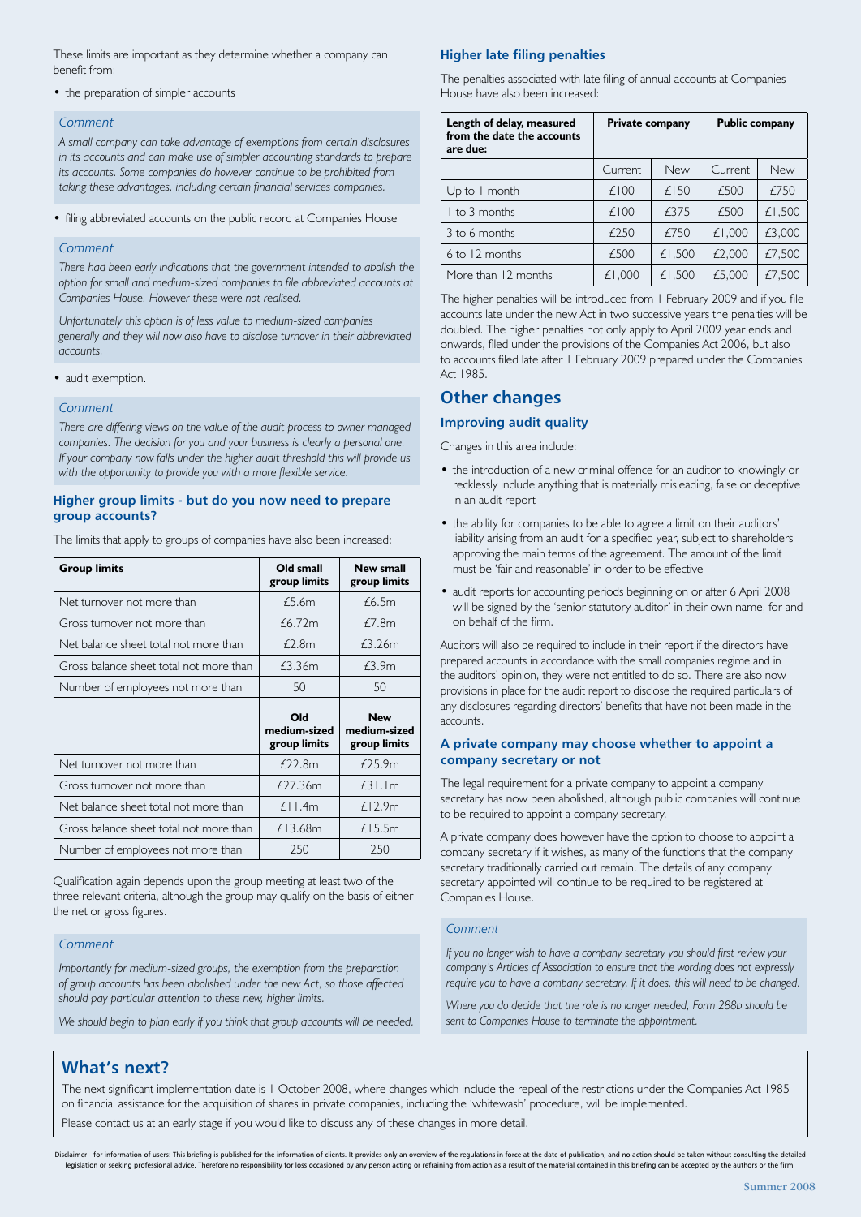These limits are important as they determine whether a company can benefit from:

- the preparation of simpler accounts

*Comment*

*A small company can take advantage of exemptions from certain disclosures in its accounts and can make use of simpler accounting standards to prepare its accounts. Some companies do however continue to be prohibited from taking these advantages, including certain financial services companies.*

- filing abbreviated accounts on the public record at Companies House

*Comment*

*There had been early indications that the government intended to abolish the option for small and medium-sized companies to file abbreviated accounts at Companies House. However these were not realised.*

*Unfortunately this option is of less value to medium-sized companies generally and they will now also have to disclose turnover in their abbreviated accounts.*

- audit exemption.

*Comment*

*There are differing views on the value of the audit process to owner managed companies. The decision for you and your business is clearly a personal one. If your company now falls under the higher audit threshold this will provide us with the opportunity to provide you with a more flexible service.*

### Higher group limits - but do you now need to prepare group accounts?

The limits that apply to groups of companies have also been increased:

| Group limits | Old small group limits | New small group limits |
|---|---|---|
| Net turnover not more than | £5.6m | £6.5m |
| Gross turnover not more than | £6.72m | £7.8m |
| Net balance sheet total not more than | £2.8m | £3.26m |
| Gross balance sheet total not more than | £3.36m | £3.9m |
| Number of employees not more than | 50 | 50 |
| | **Old medium-sized group limits** | **New medium-sized group limits** |
| Net turnover not more than | £22.8m | £25.9m |
| Gross turnover not more than | £27.36m | £31.1m |
| Net balance sheet total not more than | £11.4m | £12.9m |
| Gross balance sheet total not more than | £13.68m | £15.5m |
| Number of employees not more than | 250 | 250 |

Qualification again depends upon the group meeting at least two of the three relevant criteria, although the group may qualify on the basis of either the net or gross figures.

*Comment*

*Importantly for medium-sized groups, the exemption from the preparation of group accounts has been abolished under the new Act, so those affected should pay particular attention to these new, higher limits.*

*We should begin to plan early if you think that group accounts will be needed.*

### Higher late filing penalties

The penalties associated with late filing of annual accounts at Companies House have also been increased:

| Length of delay, measured from the date the accounts are due: | Private company | | Public company | |
|---|---|---|---|---|
| | Current | New | Current | New |
| Up to 1 month | £100 | £150 | £500 | £750 |
| 1 to 3 months | £100 | £375 | £500 | £1,500 |
| 3 to 6 months | £250 | £750 | £1,000 | £3,000 |
| 6 to 12 months | £500 | £1,500 | £2,000 | £7,500 |
| More than 12 months | £1,000 | £1,500 | £5,000 | £7,500 |

The higher penalties will be introduced from 1 February 2009 and if you file accounts late under the new Act in two successive years the penalties will be doubled. The higher penalties not only apply to April 2009 year ends and onwards, filed under the provisions of the Companies Act 2006, but also to accounts filed late after 1 February 2009 prepared under the Companies Act 1985.

## Other changes

### Improving audit quality

Changes in this area include:

- the introduction of a new criminal offence for an auditor to knowingly or recklessly include anything that is materially misleading, false or deceptive in an audit report
- the ability for companies to be able to agree a limit on their auditors' liability arising from an audit for a specified year, subject to shareholders approving the main terms of the agreement. The amount of the limit must be 'fair and reasonable' in order to be effective
- audit reports for accounting periods beginning on or after 6 April 2008 will be signed by the 'senior statutory auditor' in their own name, for and on behalf of the firm.

Auditors will also be required to include in their report if the directors have prepared accounts in accordance with the small companies regime and in the auditors' opinion, they were not entitled to do so. There are also now provisions in place for the audit report to disclose the required particulars of any disclosures regarding directors' benefits that have not been made in the accounts.

### A private company may choose whether to appoint a company secretary or not

The legal requirement for a private company to appoint a company secretary has now been abolished, although public companies will continue to be required to appoint a company secretary.

A private company does however have the option to choose to appoint a company secretary if it wishes, as many of the functions that the company secretary traditionally carried out remain. The details of any company secretary appointed will continue to be required to be registered at Companies House.

*Comment*

*If you no longer wish to have a company secretary you should first review your company's Articles of Association to ensure that the wording does not expressly require you to have a company secretary. If it does, this will need to be changed.*

*Where you do decide that the role is no longer needed, Form 288b should be sent to Companies House to terminate the appointment.*

## What's next?

The next significant implementation date is 1 October 2008, where changes which include the repeal of the restrictions under the Companies Act 1985 on financial assistance for the acquisition of shares in private companies, including the 'whitewash' procedure, will be implemented.

Please contact us at an early stage if you would like to discuss any of these changes in more detail.

Disclaimer - for information of users: This briefing is published for the information of clients. It provides only an overview of the regulations in force at the date of publication, and no action should be taken without consulting the detailed legislation or seeking professional advice. Therefore no responsibility for loss occasioned by any person acting or refraining from action as a result of the material contained in this briefing can be accepted by the authors or the firm.

Summer 2008